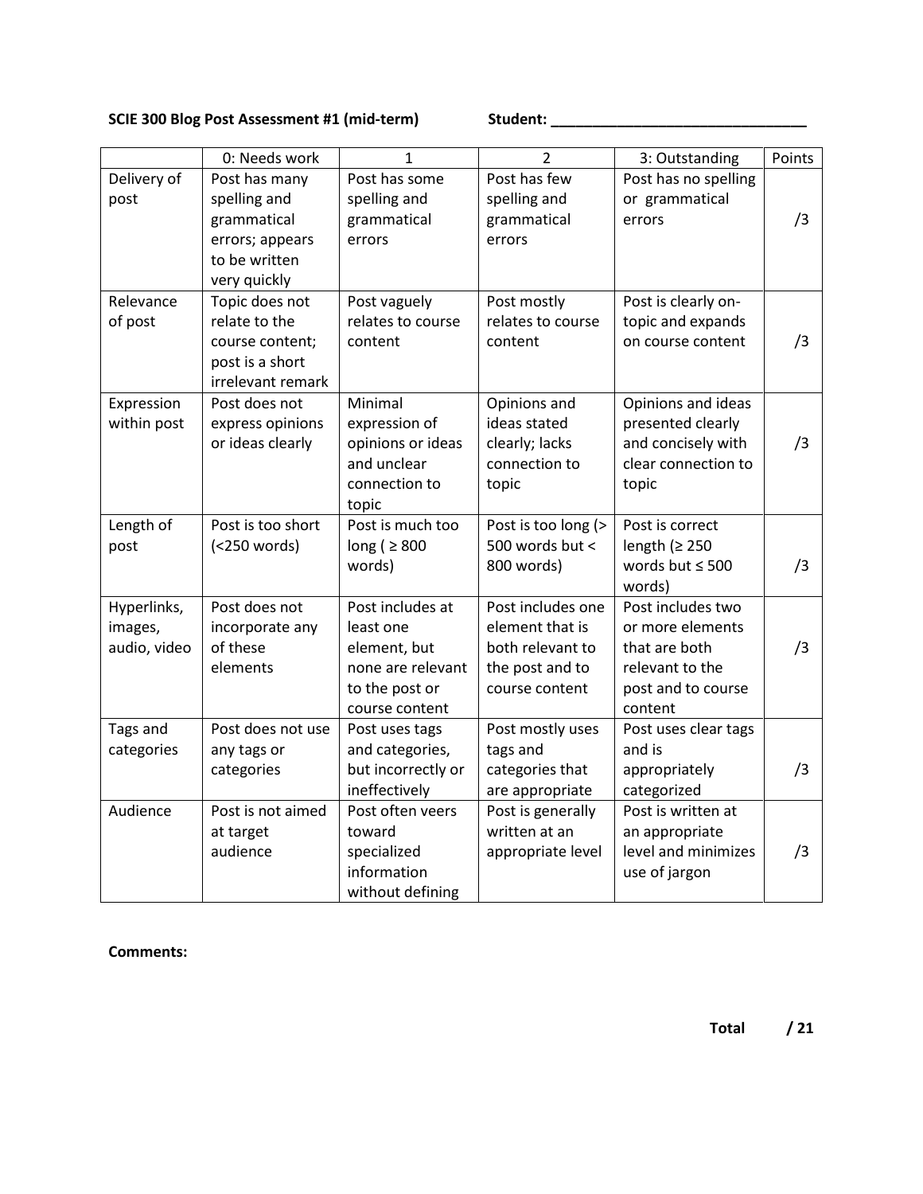**SCIE 300 Blog Post Assessment #1 (mid-term)** **Student: _______________________________**

| | 0: Needs work | 1 | 2 | 3: Outstanding | Points |
|---|---|---|---|---|---|
| Delivery of post | Post has many spelling and grammatical errors; appears to be written very quickly | Post has some spelling and grammatical errors | Post has few spelling and grammatical errors | Post has no spelling or grammatical errors | /3 |
| Relevance of post | Topic does not relate to the course content; post is a short irrelevant remark | Post vaguely relates to course content | Post mostly relates to course content | Post is clearly on-topic and expands on course content | /3 |
| Expression within post | Post does not express opinions or ideas clearly | Minimal expression of opinions or ideas and unclear connection to topic | Opinions and ideas stated clearly; lacks connection to topic | Opinions and ideas presented clearly and concisely with clear connection to topic | /3 |
| Length of post | Post is too short (<250 words) | Post is much too long ( ≥ 800 words) | Post is too long (> 500 words but < 800 words) | Post is correct length (≥ 250 words but ≤ 500 words) | /3 |
| Hyperlinks, images, audio, video | Post does not incorporate any of these elements | Post includes at least one element, but none are relevant to the post or course content | Post includes one element that is both relevant to the post and to course content | Post includes two or more elements that are both relevant to the post and to course content | /3 |
| Tags and categories | Post does not use any tags or categories | Post uses tags and categories, but incorrectly or ineffectively | Post mostly uses tags and categories that are appropriate | Post uses clear tags and is appropriately categorized | /3 |
| Audience | Post is not aimed at target audience | Post often veers toward specialized information without defining | Post is generally written at an appropriate level | Post is written at an appropriate level and minimizes use of jargon | /3 |

**Comments:**

**Total / 21**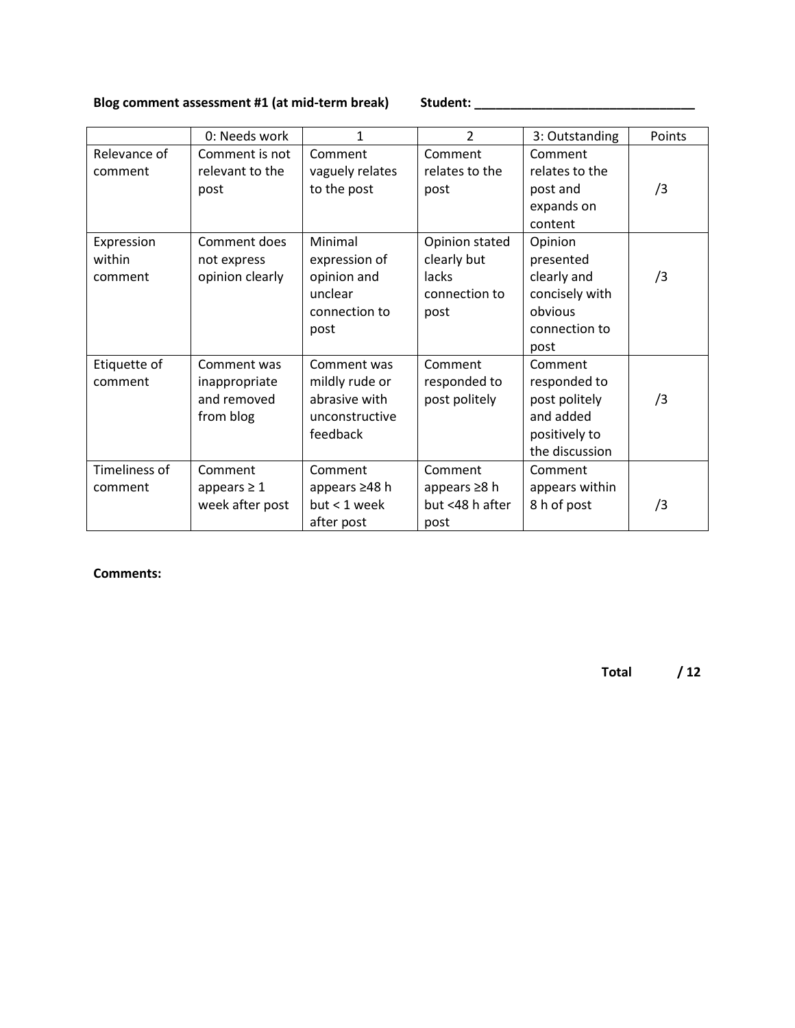**Blog comment assessment #1 (at mid-term break)** **Student: ________________________________**

| | 0: Needs work | 1 | 2 | 3: Outstanding | Points |
|---|---|---|---|---|---|
| Relevance of comment | Comment is not relevant to the post | Comment vaguely relates to the post | Comment relates to the post | Comment relates to the post and expands on content | /3 |
| Expression within comment | Comment does not express opinion clearly | Minimal expression of opinion and unclear connection to post | Opinion stated clearly but lacks connection to post | Opinion presented clearly and concisely with obvious connection to post | /3 |
| Etiquette of comment | Comment was inappropriate and removed from blog | Comment was mildly rude or abrasive with unconstructive feedback | Comment responded to post politely | Comment responded to post politely and added positively to the discussion | /3 |
| Timeliness of comment | Comment appears ≥ 1 week after post | Comment appears ≥48 h but < 1 week after post | Comment appears ≥8 h but <48 h after post | Comment appears within 8 h of post | /3 |

**Comments:**

**Total** **/ 12**